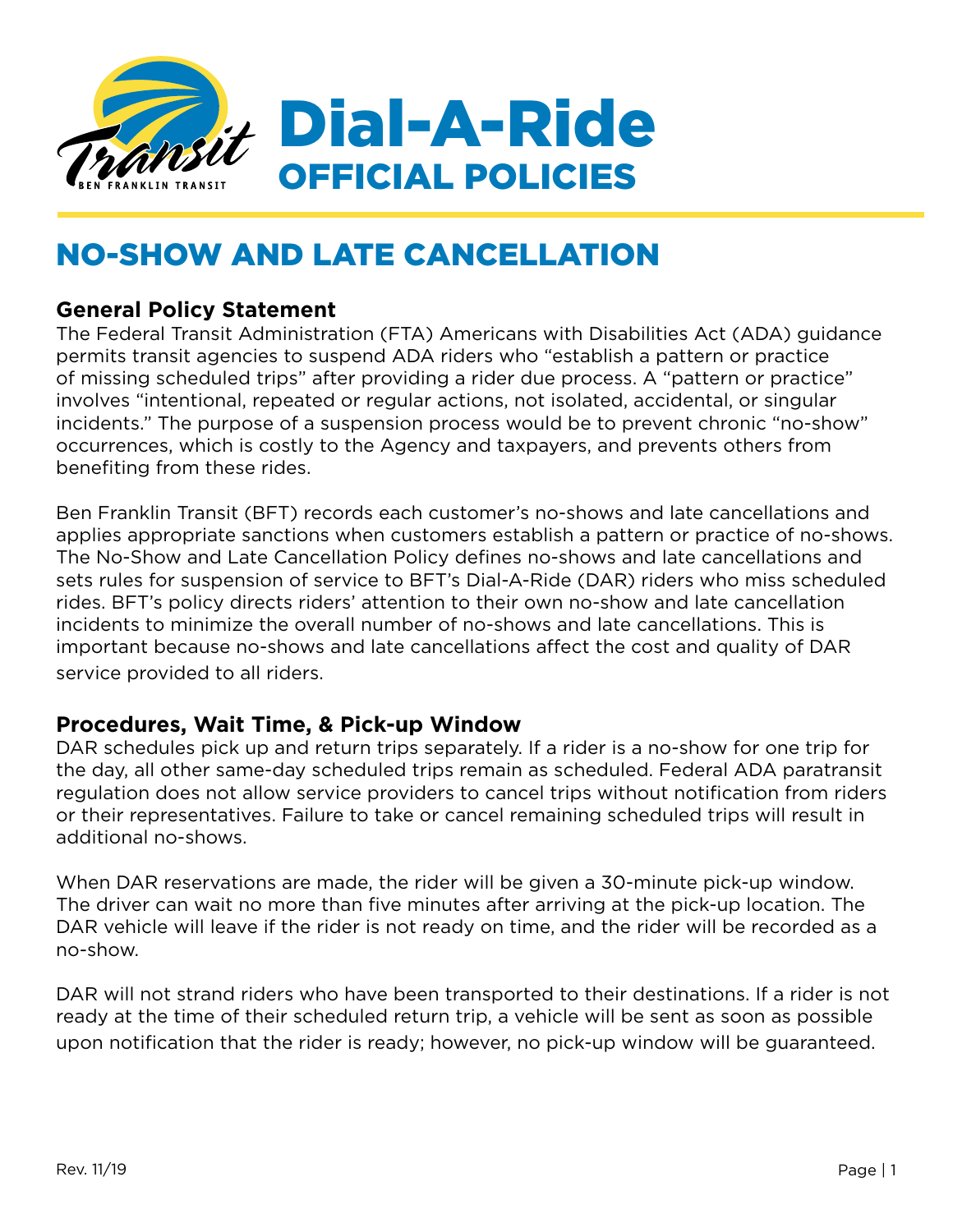# Dial-A-Ride OFFICIAL POLICIES

## NO-SHOW AND LATE CANCELLATION

### General Policy Statement

The Federal Transit Administration (FTA) Americans with Disabilities Act (ADA) guidance permits transit agencies to suspend ADA riders who "establish a pattern or practice of missing scheduled trips" after providing a rider due process. A "pattern or practice" involves "intentional, repeated or regular actions, not isolated, accidental, or singular incidents." The purpose of a suspension process would be to prevent chronic "no-show" occurrences, which is costly to the Agency and taxpayers, and prevents others from benefiting from these rides.

Ben Franklin Transit (BFT) records each customer's no-shows and late cancellations and applies appropriate sanctions when customers establish a pattern or practice of no-shows. The No-Show and Late Cancellation Policy defines no-shows and late cancellations and sets rules for suspension of service to BFT's Dial-A-Ride (DAR) riders who miss scheduled rides. BFT's policy directs riders' attention to their own no-show and late cancellation incidents to minimize the overall number of no-shows and late cancellations. This is important because no-shows and late cancellations affect the cost and quality of DAR service provided to all riders.

### Procedures, Wait Time, & Pick-up Window

DAR schedules pick up and return trips separately. If a rider is a no-show for one trip for the day, all other same-day scheduled trips remain as scheduled. Federal ADA paratransit regulation does not allow service providers to cancel trips without notification from riders or their representatives. Failure to take or cancel remaining scheduled trips will result in additional no-shows.

When DAR reservations are made, the rider will be given a 30-minute pick-up window. The driver can wait no more than five minutes after arriving at the pick-up location. The DAR vehicle will leave if the rider is not ready on time, and the rider will be recorded as a no-show.

DAR will not strand riders who have been transported to their destinations. If a rider is not ready at the time of their scheduled return trip, a vehicle will be sent as soon as possible upon notification that the rider is ready; however, no pick-up window will be guaranteed.

Rev. 11/19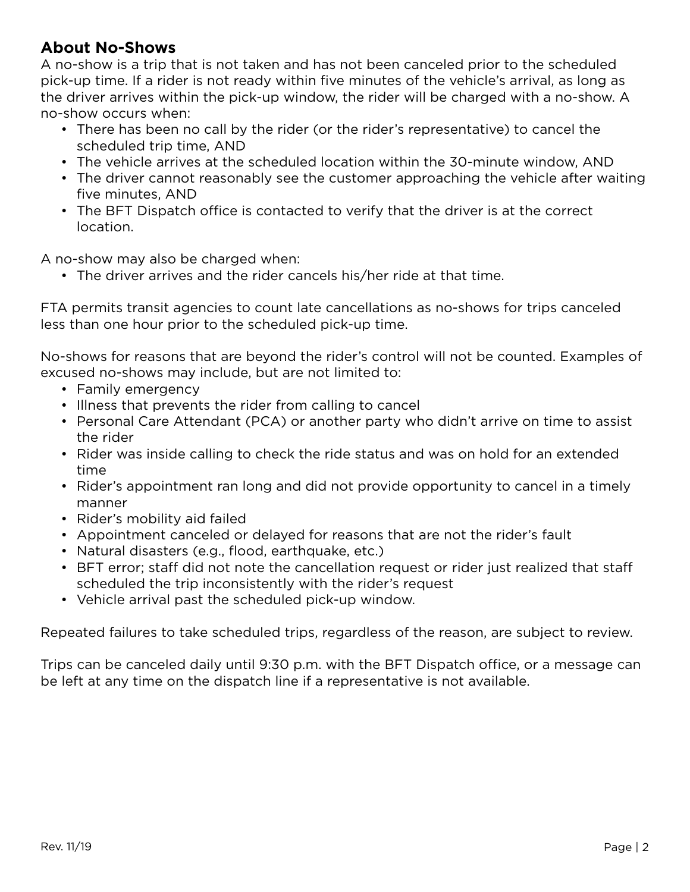## About No-Shows

A no-show is a trip that is not taken and has not been canceled prior to the scheduled pick-up time. If a rider is not ready within five minutes of the vehicle's arrival, as long as the driver arrives within the pick-up window, the rider will be charged with a no-show. A no-show occurs when:

- There has been no call by the rider (or the rider's representative) to cancel the scheduled trip time, AND
- The vehicle arrives at the scheduled location within the 30-minute window, AND
- The driver cannot reasonably see the customer approaching the vehicle after waiting five minutes, AND
- The BFT Dispatch office is contacted to verify that the driver is at the correct location.

A no-show may also be charged when:

- The driver arrives and the rider cancels his/her ride at that time.

FTA permits transit agencies to count late cancellations as no-shows for trips canceled less than one hour prior to the scheduled pick-up time.

No-shows for reasons that are beyond the rider's control will not be counted. Examples of excused no-shows may include, but are not limited to:

- Family emergency
- Illness that prevents the rider from calling to cancel
- Personal Care Attendant (PCA) or another party who didn't arrive on time to assist the rider
- Rider was inside calling to check the ride status and was on hold for an extended time
- Rider's appointment ran long and did not provide opportunity to cancel in a timely manner
- Rider's mobility aid failed
- Appointment canceled or delayed for reasons that are not the rider's fault
- Natural disasters (e.g., flood, earthquake, etc.)
- BFT error; staff did not note the cancellation request or rider just realized that staff scheduled the trip inconsistently with the rider's request
- Vehicle arrival past the scheduled pick-up window.

Repeated failures to take scheduled trips, regardless of the reason, are subject to review.

Trips can be canceled daily until 9:30 p.m. with the BFT Dispatch office, or a message can be left at any time on the dispatch line if a representative is not available.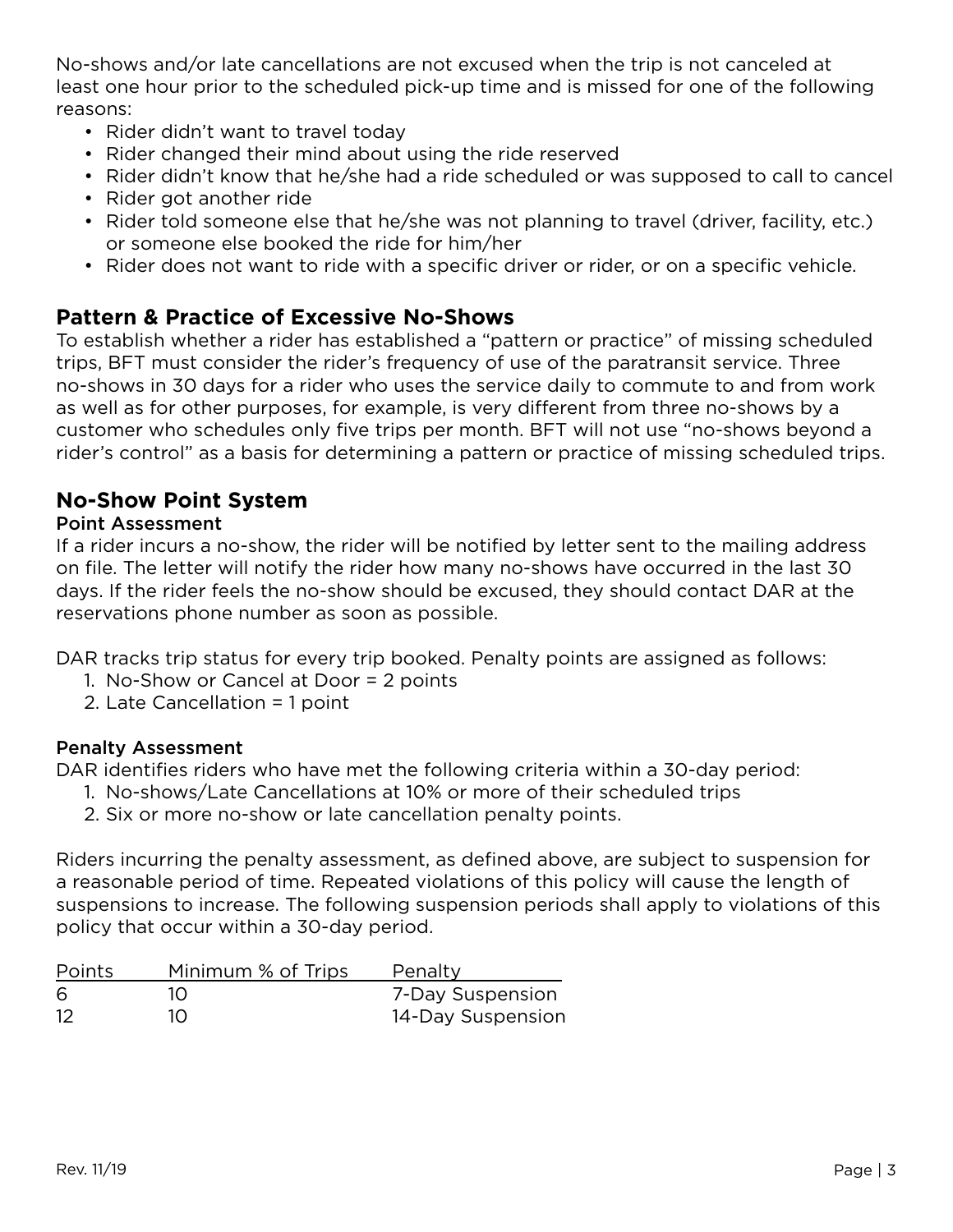No-shows and/or late cancellations are not excused when the trip is not canceled at least one hour prior to the scheduled pick-up time and is missed for one of the following reasons:

- Rider didn't want to travel today
- Rider changed their mind about using the ride reserved
- Rider didn't know that he/she had a ride scheduled or was supposed to call to cancel
- Rider got another ride
- Rider told someone else that he/she was not planning to travel (driver, facility, etc.) or someone else booked the ride for him/her
- Rider does not want to ride with a specific driver or rider, or on a specific vehicle.

## Pattern & Practice of Excessive No-Shows

To establish whether a rider has established a "pattern or practice" of missing scheduled trips, BFT must consider the rider's frequency of use of the paratransit service. Three no-shows in 30 days for a rider who uses the service daily to commute to and from work as well as for other purposes, for example, is very different from three no-shows by a customer who schedules only five trips per month. BFT will not use "no-shows beyond a rider's control" as a basis for determining a pattern or practice of missing scheduled trips.

## No-Show Point System

### Point Assessment

If a rider incurs a no-show, the rider will be notified by letter sent to the mailing address on file. The letter will notify the rider how many no-shows have occurred in the last 30 days. If the rider feels the no-show should be excused, they should contact DAR at the reservations phone number as soon as possible.

DAR tracks trip status for every trip booked. Penalty points are assigned as follows:

1. No-Show or Cancel at Door = 2 points
2. Late Cancellation = 1 point

### Penalty Assessment

DAR identifies riders who have met the following criteria within a 30-day period:

1. No-shows/Late Cancellations at 10% or more of their scheduled trips
2. Six or more no-show or late cancellation penalty points.

Riders incurring the penalty assessment, as defined above, are subject to suspension for a reasonable period of time. Repeated violations of this policy will cause the length of suspensions to increase. The following suspension periods shall apply to violations of this policy that occur within a 30-day period.

| Points | Minimum % of Trips | Penalty |
|---|---|---|
| 6 | 10 | 7-Day Suspension |
| 12 | 10 | 14-Day Suspension |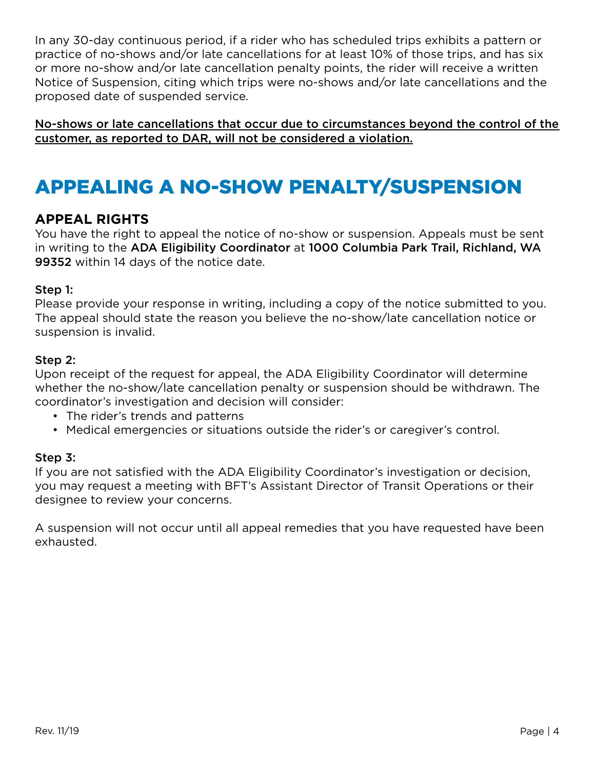In any 30-day continuous period, if a rider who has scheduled trips exhibits a pattern or practice of no-shows and/or late cancellations for at least 10% of those trips, and has six or more no-show and/or late cancellation penalty points, the rider will receive a written Notice of Suspension, citing which trips were no-shows and/or late cancellations and the proposed date of suspended service.

<u>**No-shows or late cancellations that occur due to circumstances beyond the control of the customer, as reported to DAR, will not be considered a violation.**</u>

# APPEALING A NO-SHOW PENALTY/SUSPENSION

## APPEAL RIGHTS

You have the right to appeal the notice of no-show or suspension. Appeals must be sent in writing to the ADA Eligibility Coordinator at 1000 Columbia Park Trail, Richland, WA 99352 within 14 days of the notice date.

Step 1:
Please provide your response in writing, including a copy of the notice submitted to you. The appeal should state the reason you believe the no-show/late cancellation notice or suspension is invalid.

Step 2:
Upon receipt of the request for appeal, the ADA Eligibility Coordinator will determine whether the no-show/late cancellation penalty or suspension should be withdrawn. The coordinator's investigation and decision will consider:

- The rider's trends and patterns
- Medical emergencies or situations outside the rider's or caregiver's control.

Step 3:
If you are not satisfied with the ADA Eligibility Coordinator's investigation or decision, you may request a meeting with BFT's Assistant Director of Transit Operations or their designee to review your concerns.

A suspension will not occur until all appeal remedies that you have requested have been exhausted.

Rev. 11/19